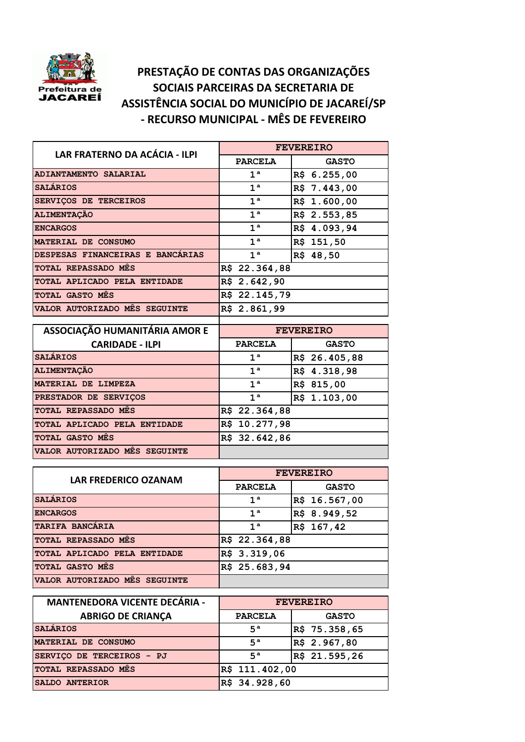Prefeitura de JACAREÍ

# PRESTAÇÃO DE CONTAS DAS ORGANIZAÇÕES SOCIAIS PARCEIRAS DA SECRETARIA DE ASSISTÊNCIA SOCIAL DO MUNICÍPIO DE JACAREÍ/SP - RECURSO MUNICIPAL - MÊS DE FEVEREIRO

| LAR FRATERNO DA ACÁCIA - ILPI | FEVEREIRO | |
|---|---|---|
| | PARCELA | GASTO |
| ADIANTAMENTO SALARIAL | 1ª | R$ 6.255,00 |
| SALÁRIOS | 1ª | R$ 7.443,00 |
| SERVIÇOS DE TERCEIROS | 1ª | R$ 1.600,00 |
| ALIMENTAÇÃO | 1ª | R$ 2.553,85 |
| ENCARGOS | 1ª | R$ 4.093,94 |
| MATERIAL DE CONSUMO | 1ª | R$ 151,50 |
| DESPESAS FINANCEIRAS E BANCÁRIAS | 1ª | R$ 48,50 |
| TOTAL REPASSADO MÊS | R$ 22.364,88 | |
| TOTAL APLICADO PELA ENTIDADE | R$ 2.642,90 | |
| TOTAL GASTO MÊS | R$ 22.145,79 | |
| VALOR AUTORIZADO MÊS SEGUINTE | R$ 2.861,99 | |

| ASSOCIAÇÃO HUMANITÁRIA AMOR E CARIDADE - ILPI | FEVEREIRO | |
|---|---|---|
| | PARCELA | GASTO |
| SALÁRIOS | 1ª | R$ 26.405,88 |
| ALIMENTAÇÃO | 1ª | R$ 4.318,98 |
| MATERIAL DE LIMPEZA | 1ª | R$ 815,00 |
| PRESTADOR DE SERVIÇOS | 1ª | R$ 1.103,00 |
| TOTAL REPASSADO MÊS | R$ 22.364,88 | |
| TOTAL APLICADO PELA ENTIDADE | R$ 10.277,98 | |
| TOTAL GASTO MÊS | R$ 32.642,86 | |
| VALOR AUTORIZADO MÊS SEGUINTE | | |

| LAR FREDERICO OZANAM | FEVEREIRO | |
|---|---|---|
| | PARCELA | GASTO |
| SALÁRIOS | 1ª | R$ 16.567,00 |
| ENCARGOS | 1ª | R$ 8.949,52 |
| TARIFA BANCÁRIA | 1ª | R$ 167,42 |
| TOTAL REPASSADO MÊS | R$ 22.364,88 | |
| TOTAL APLICADO PELA ENTIDADE | R$ 3.319,06 | |
| TOTAL GASTO MÊS | R$ 25.683,94 | |
| VALOR AUTORIZADO MÊS SEGUINTE | | |

| MANTENEDORA VICENTE DECÁRIA - ABRIGO DE CRIANÇA | FEVEREIRO | |
|---|---|---|
| | PARCELA | GASTO |
| SALÁRIOS | 5ª | R$ 75.358,65 |
| MATERIAL DE CONSUMO | 5ª | R$ 2.967,80 |
| SERVIÇO DE TERCEIROS - PJ | 5ª | R$ 21.595,26 |
| TOTAL REPASSADO MÊS | R$ 111.402,00 | |
| SALDO ANTERIOR | R$ 34.928,60 | |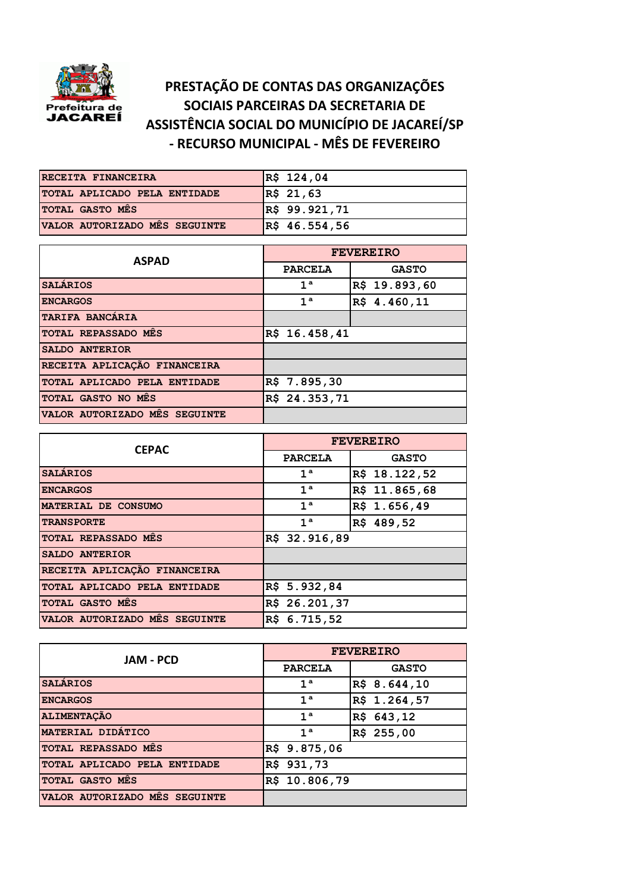# PRESTAÇÃO DE CONTAS DAS ORGANIZAÇÕES SOCIAIS PARCEIRAS DA SECRETARIA DE ASSISTÊNCIA SOCIAL DO MUNICÍPIO DE JACAREÍ/SP - RECURSO MUNICIPAL - MÊS DE FEVEREIRO

| | |
|---|---|
| RECEITA FINANCEIRA | R$ 124,04 |
| TOTAL APLICADO PELA ENTIDADE | R$ 21,63 |
| TOTAL GASTO MÊS | R$ 99.921,71 |
| VALOR AUTORIZADO MÊS SEGUINTE | R$ 46.554,56 |

| ASPAD | FEVEREIRO | |
|---|---|---|
| | PARCELA | GASTO |
| SALÁRIOS | 1ª | R$ 19.893,60 |
| ENCARGOS | 1ª | R$ 4.460,11 |
| TARIFA BANCÁRIA | | |
| TOTAL REPASSADO MÊS | R$ 16.458,41 | |
| SALDO ANTERIOR | | |
| RECEITA APLICAÇÃO FINANCEIRA | | |
| TOTAL APLICADO PELA ENTIDADE | R$ 7.895,30 | |
| TOTAL GASTO NO MÊS | R$ 24.353,71 | |
| VALOR AUTORIZADO MÊS SEGUINTE | | |

| CEPAC | FEVEREIRO | |
|---|---|---|
| | PARCELA | GASTO |
| SALÁRIOS | 1ª | R$ 18.122,52 |
| ENCARGOS | 1ª | R$ 11.865,68 |
| MATERIAL DE CONSUMO | 1ª | R$ 1.656,49 |
| TRANSPORTE | 1ª | R$ 489,52 |
| TOTAL REPASSADO MÊS | R$ 32.916,89 | |
| SALDO ANTERIOR | | |
| RECEITA APLICAÇÃO FINANCEIRA | | |
| TOTAL APLICADO PELA ENTIDADE | R$ 5.932,84 | |
| TOTAL GASTO MÊS | R$ 26.201,37 | |
| VALOR AUTORIZADO MÊS SEGUINTE | R$ 6.715,52 | |

| JAM - PCD | FEVEREIRO | |
|---|---|---|
| | PARCELA | GASTO |
| SALÁRIOS | 1ª | R$ 8.644,10 |
| ENCARGOS | 1ª | R$ 1.264,57 |
| ALIMENTAÇÃO | 1ª | R$ 643,12 |
| MATERIAL DIDÁTICO | 1ª | R$ 255,00 |
| TOTAL REPASSADO MÊS | R$ 9.875,06 | |
| TOTAL APLICADO PELA ENTIDADE | R$ 931,73 | |
| TOTAL GASTO MÊS | R$ 10.806,79 | |
| VALOR AUTORIZADO MÊS SEGUINTE | | |